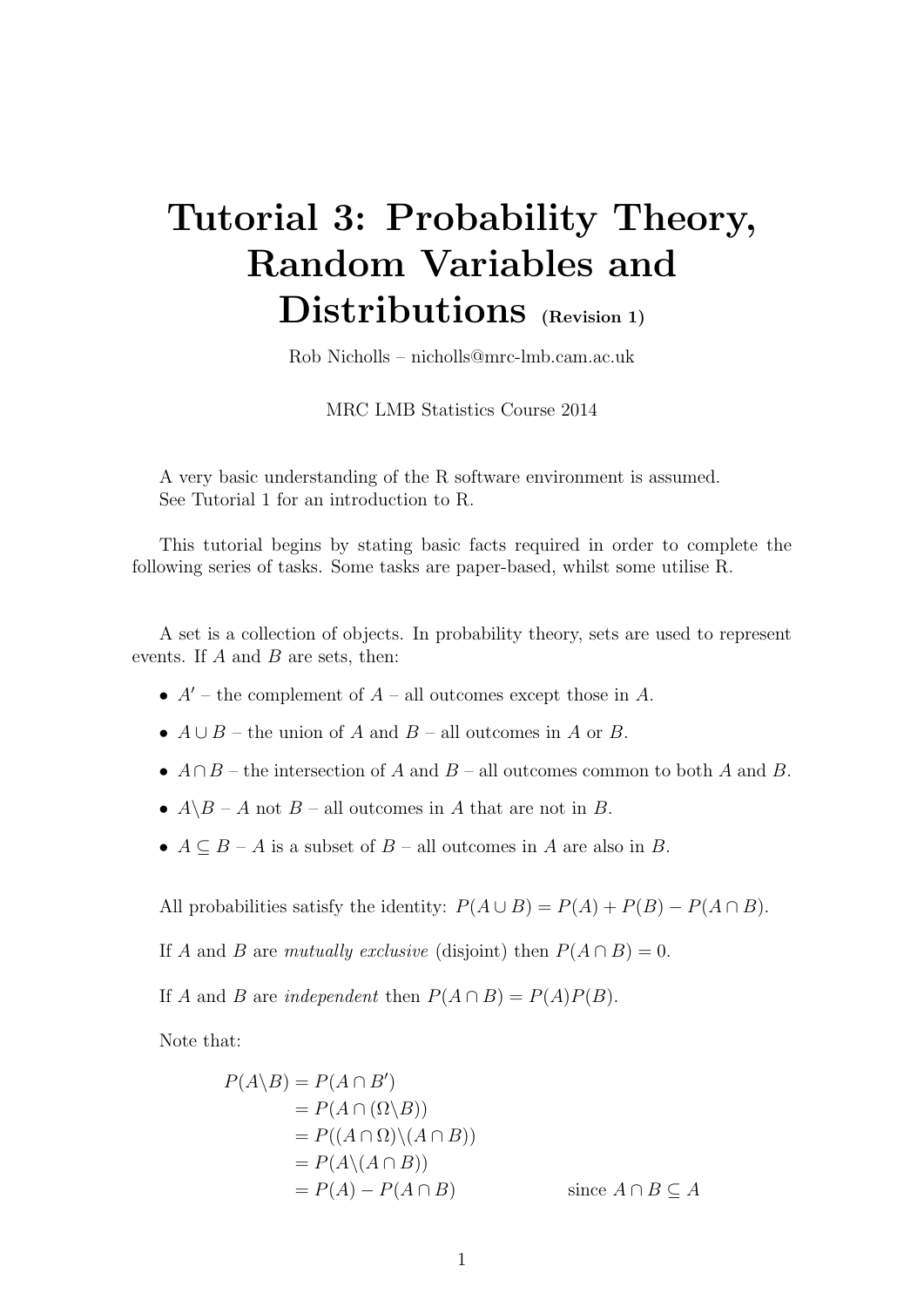# Tutorial 3: Probability Theory, Random Variables and Distributions (Revision 1)

Rob Nicholls – nicholls@mrc-lmb.cam.ac.uk

MRC LMB Statistics Course 2014

A very basic understanding of the R software environment is assumed.
See Tutorial 1 for an introduction to R.

This tutorial begins by stating basic facts required in order to complete the following series of tasks. Some tasks are paper-based, whilst some utilise R.

A set is a collection of objects. In probability theory, sets are used to represent events. If $A$ and $B$ are sets, then:

- $A'$ – the complement of $A$ – all outcomes except those in $A$.
- $A \cup B$ – the union of $A$ and $B$ – all outcomes in $A$ or $B$.
- $A \cap B$ – the intersection of $A$ and $B$ – all outcomes common to both $A$ and $B$.
- $A \backslash B$ – $A$ not $B$ – all outcomes in $A$ that are not in $B$.
- $A \subseteq B$ – $A$ is a subset of $B$ – all outcomes in $A$ are also in $B$.

All probabilities satisfy the identity: $P(A \cup B) = P(A) + P(B) - P(A \cap B)$.

If $A$ and $B$ are *mutually exclusive* (disjoint) then $P(A \cap B) = 0$.

If $A$ and $B$ are *independent* then $P(A \cap B) = P(A)P(B)$.

Note that:

$$
\begin{aligned}
P(A \backslash B) &= P(A \cap B') \\
&= P(A \cap (\Omega \backslash B)) \\
&= P((A \cap \Omega) \backslash (A \cap B)) \\
&= P(A \backslash (A \cap B)) \\
&= P(A) - P(A \cap B) \qquad\qquad \text{since } A \cap B \subseteq A
\end{aligned}
$$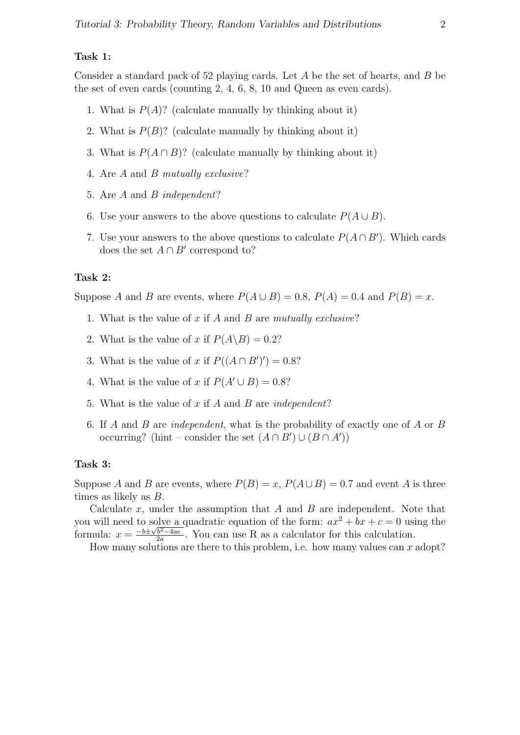**Task 1:**

Consider a standard pack of 52 playing cards. Let $A$ be the set of hearts, and $B$ be the set of even cards (counting 2, 4, 6, 8, 10 and Queen as even cards).

1. What is $P(A)$? (calculate manually by thinking about it)
2. What is $P(B)$? (calculate manually by thinking about it)
3. What is $P(A \cap B)$? (calculate manually by thinking about it)
4. Are $A$ and $B$ *mutually exclusive*?
5. Are $A$ and $B$ *independent*?
6. Use your answers to the above questions to calculate $P(A \cup B)$.
7. Use your answers to the above questions to calculate $P(A \cap B')$. Which cards does the set $A \cap B'$ correspond to?

**Task 2:**

Suppose $A$ and $B$ are events, where $P(A \cup B) = 0.8$, $P(A) = 0.4$ and $P(B) = x$.

1. What is the value of $x$ if $A$ and $B$ are *mutually exclusive*?
2. What is the value of $x$ if $P(A \backslash B) = 0.2$?
3. What is the value of $x$ if $P((A \cap B')') = 0.8$?
4. What is the value of $x$ if $P(A' \cup B) = 0.8$?
5. What is the value of $x$ if $A$ and $B$ are *independent*?
6. If $A$ and $B$ are *independent*, what is the probability of exactly one of $A$ or $B$ occurring? (hint – consider the set $(A \cap B') \cup (B \cap A')$)

**Task 3:**

Suppose $A$ and $B$ are events, where $P(B) = x$, $P(A \cup B) = 0.7$ and event $A$ is three times as likely as $B$.

Calculate $x$, under the assumption that $A$ and $B$ are independent. Note that you will need to solve a quadratic equation of the form: $ax^2 + bx + c = 0$ using the formula: $x = \frac{-b \pm \sqrt{b^2 - 4ac}}{2a}$. You can use R as a calculator for this calculation.

How many solutions are there to this problem, i.e. how many values can $x$ adopt?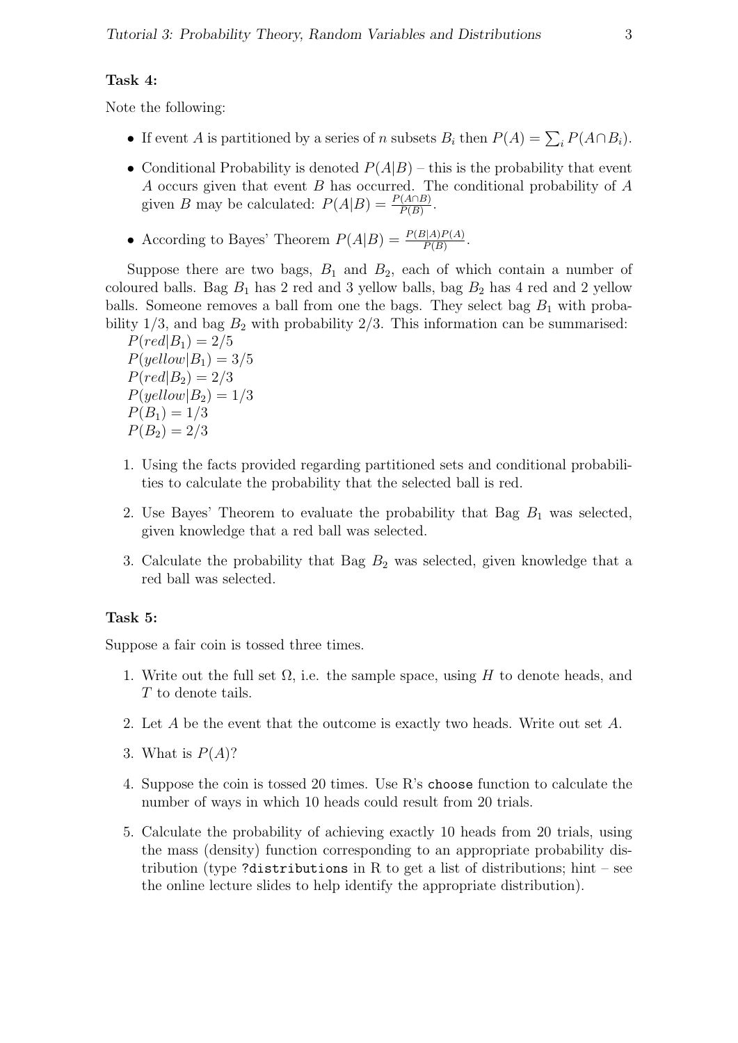### Task 4:

Note the following:

- If event $A$ is partitioned by a series of $n$ subsets $B_i$ then $P(A) = \sum_i P(A \cap B_i)$.
- Conditional Probability is denoted $P(A|B)$ – this is the probability that event $A$ occurs given that event $B$ has occurred. The conditional probability of $A$ given $B$ may be calculated: $P(A|B) = \frac{P(A \cap B)}{P(B)}$.
- According to Bayes' Theorem $P(A|B) = \frac{P(B|A)P(A)}{P(B)}$.

Suppose there are two bags, $B_1$ and $B_2$, each of which contain a number of coloured balls. Bag $B_1$ has 2 red and 3 yellow balls, bag $B_2$ has 4 red and 2 yellow balls. Someone removes a ball from one the bags. They select bag $B_1$ with probability 1/3, and bag $B_2$ with probability 2/3. This information can be summarised:

$P(red|B_1) = 2/5$
$P(yellow|B_1) = 3/5$
$P(red|B_2) = 2/3$
$P(yellow|B_2) = 1/3$
$P(B_1) = 1/3$
$P(B_2) = 2/3$

1. Using the facts provided regarding partitioned sets and conditional probabilities to calculate the probability that the selected ball is red.
2. Use Bayes' Theorem to evaluate the probability that Bag $B_1$ was selected, given knowledge that a red ball was selected.
3. Calculate the probability that Bag $B_2$ was selected, given knowledge that a red ball was selected.

### Task 5:

Suppose a fair coin is tossed three times.

1. Write out the full set $\Omega$, i.e. the sample space, using $H$ to denote heads, and $T$ to denote tails.
2. Let $A$ be the event that the outcome is exactly two heads. Write out set $A$.
3. What is $P(A)$?
4. Suppose the coin is tossed 20 times. Use R's `choose` function to calculate the number of ways in which 10 heads could result from 20 trials.
5. Calculate the probability of achieving exactly 10 heads from 20 trials, using the mass (density) function corresponding to an appropriate probability distribution (type `?distributions` in R to get a list of distributions; hint – see the online lecture slides to help identify the appropriate distribution).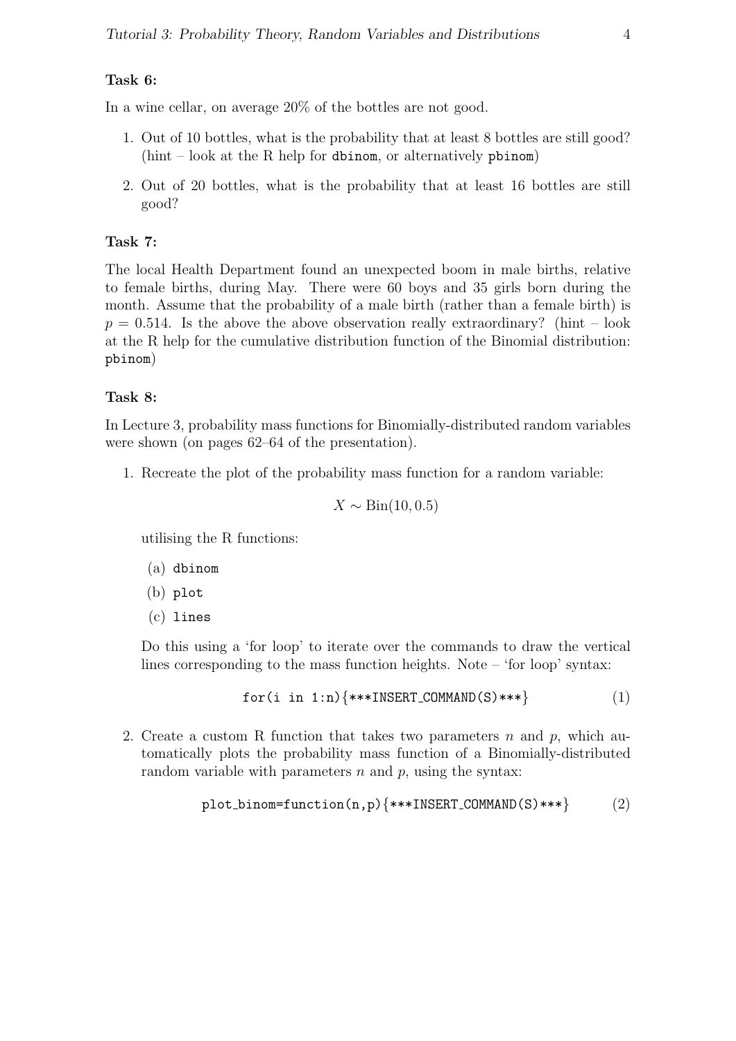### Task 6:

In a wine cellar, on average 20% of the bottles are not good.

1. Out of 10 bottles, what is the probability that at least 8 bottles are still good? (hint – look at the R help for `dbinom`, or alternatively `pbinom`)
2. Out of 20 bottles, what is the probability that at least 16 bottles are still good?

### Task 7:

The local Health Department found an unexpected boom in male births, relative to female births, during May. There were 60 boys and 35 girls born during the month. Assume that the probability of a male birth (rather than a female birth) is $p = 0.514$. Is the above the above observation really extraordinary? (hint – look at the R help for the cumulative distribution function of the Binomial distribution: `pbinom`)

### Task 8:

In Lecture 3, probability mass functions for Binomially-distributed random variables were shown (on pages 62–64 of the presentation).

1. Recreate the plot of the probability mass function for a random variable:

   $$X \sim \text{Bin}(10, 0.5)$$

   utilising the R functions:

   (a) `dbinom`

   (b) `plot`

   (c) `lines`

   Do this using a 'for loop' to iterate over the commands to draw the vertical lines corresponding to the mass function heights. Note – 'for loop' syntax:

   ```
   for(i in 1:n){***INSERT_COMMAND(S)***}        (1)
   ```

2. Create a custom R function that takes two parameters $n$ and $p$, which automatically plots the probability mass function of a Binomially-distributed random variable with parameters $n$ and $p$, using the syntax:

   ```
   plot_binom=function(n,p){***INSERT_COMMAND(S)***}        (2)
   ```